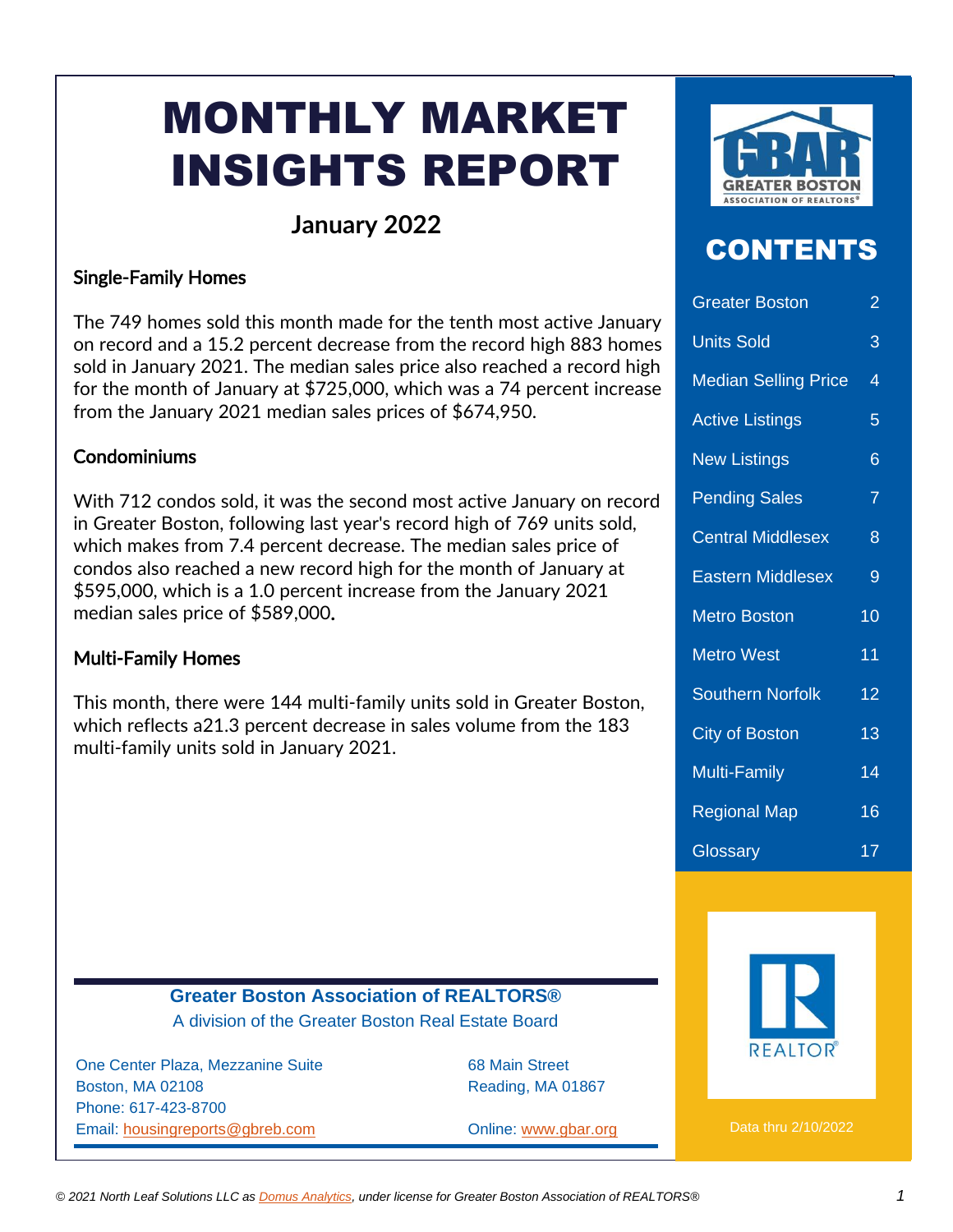# MONTHLY MARKET INSIGHTS REPORT

## January 2022

### Single-Family Homes

The 749 homes sold this month made for the tenth most active January on record and a 15.2 percent decrease from the record high 883 homes sold in January 2021. The median sales price also reached a record high for the month of January at $725,000, which was a 74 percent increase from the January 2021 median sales prices of $674,950.

### Condominiums

With 712 condos sold, it was the second most active January on record in Greater Boston, following last year's record high of 769 units sold, which makes from 7.4 percent decrease. The median sales price of condos also reached a new record high for the month of January at $595,000, which is a 1.0 percent increase from the January 2021 median sales price of $589,000.

### Multi-Family Homes

This month, there were 144 multi-family units sold in Greater Boston, which reflects a21.3 percent decrease in sales volume from the 183 multi-family units sold in January 2021.

**Greater Boston Association of REALTORS®**
A division of the Greater Boston Real Estate Board

One Center Plaza, Mezzanine Suite
Boston, MA 02108
Phone: 617-423-8700
Email: housingreports@gbreb.com

68 Main Street
Reading, MA 01867

Online: www.gbar.org

GREATER BOSTON ASSOCIATION OF REALTORS®

## CONTENTS

| | |
|---|---|
| Greater Boston | 2 |
| Units Sold | 3 |
| Median Selling Price | 4 |
| Active Listings | 5 |
| New Listings | 6 |
| Pending Sales | 7 |
| Central Middlesex | 8 |
| Eastern Middlesex | 9 |
| Metro Boston | 10 |
| Metro West | 11 |
| Southern Norfolk | 12 |
| City of Boston | 13 |
| Multi-Family | 14 |
| Regional Map | 16 |
| Glossary | 17 |

REALTOR®

Data thru 2/10/2022

*© 2021 North Leaf Solutions LLC as Domus Analytics, under license for Greater Boston Association of REALTORS®*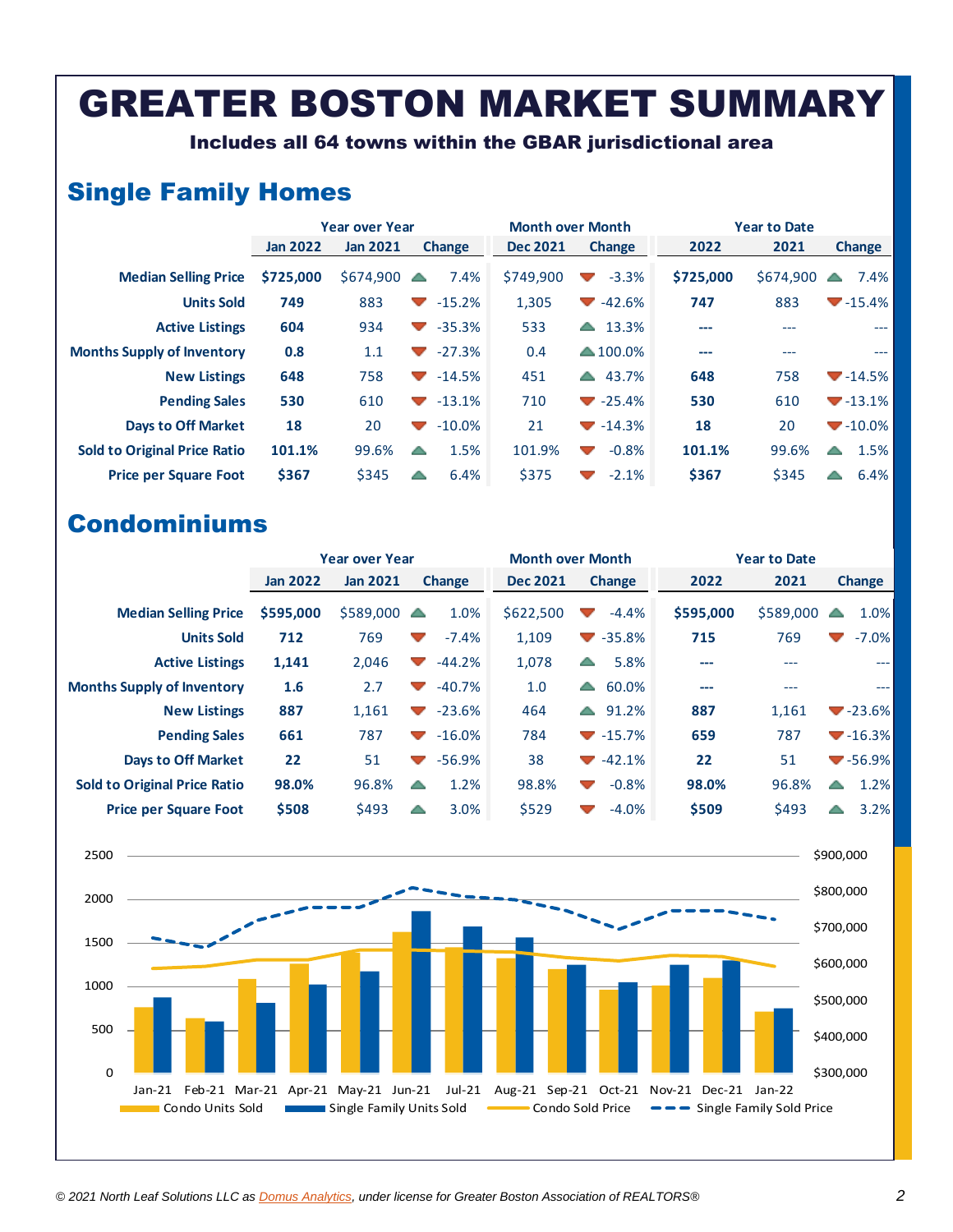# GREATER BOSTON MARKET SUMMARY

**Includes all 64 towns within the GBAR jurisdictional area**

## Single Family Homes

| | Year over Year | | | Month over Month | | Year to Date | | |
|---|---|---|---|---|---|---|---|---|
| | **Jan 2022** | **Jan 2021** | **Change** | **Dec 2021** | **Change** | **2022** | **2021** | **Change** |
| **Median Selling Price** | **$725,000** | $674,900 | ▲ 7.4% | $749,900 | ▼ -3.3% | **$725,000** | $674,900 | ▲ 7.4% |
| **Units Sold** | **749** | 883 | ▼ -15.2% | 1,305 | ▼ -42.6% | **747** | 883 | ▼ -15.4% |
| **Active Listings** | **604** | 934 | ▼ -35.3% | 533 | ▲ 13.3% | **---** | --- | --- |
| **Months Supply of Inventory** | **0.8** | 1.1 | ▼ -27.3% | 0.4 | ▲ 100.0% | **---** | --- | --- |
| **New Listings** | **648** | 758 | ▼ -14.5% | 451 | ▲ 43.7% | **648** | 758 | ▼ -14.5% |
| **Pending Sales** | **530** | 610 | ▼ -13.1% | 710 | ▼ -25.4% | **530** | 610 | ▼ -13.1% |
| **Days to Off Market** | **18** | 20 | ▼ -10.0% | 21 | ▼ -14.3% | **18** | 20 | ▼ -10.0% |
| **Sold to Original Price Ratio** | **101.1%** | 99.6% | ▲ 1.5% | 101.9% | ▼ -0.8% | **101.1%** | 99.6% | ▲ 1.5% |
| **Price per Square Foot** | **$367** | $345 | ▲ 6.4% | $375 | ▼ -2.1% | **$367** | $345 | ▲ 6.4% |

## Condominiums

| | Year over Year | | | Month over Month | | Year to Date | | |
|---|---|---|---|---|---|---|---|---|
| | **Jan 2022** | **Jan 2021** | **Change** | **Dec 2021** | **Change** | **2022** | **2021** | **Change** |
| **Median Selling Price** | **$595,000** | $589,000 | ▲ 1.0% | $622,500 | ▼ -4.4% | **$595,000** | $589,000 | ▲ 1.0% |
| **Units Sold** | **712** | 769 | ▼ -7.4% | 1,109 | ▼ -35.8% | **715** | 769 | ▼ -7.0% |
| **Active Listings** | **1,141** | 2,046 | ▼ -44.2% | 1,078 | ▲ 5.8% | **---** | --- | --- |
| **Months Supply of Inventory** | **1.6** | 2.7 | ▼ -40.7% | 1.0 | ▲ 60.0% | **---** | --- | --- |
| **New Listings** | **887** | 1,161 | ▼ -23.6% | 464 | ▲ 91.2% | **887** | 1,161 | ▼ -23.6% |
| **Pending Sales** | **661** | 787 | ▼ -16.0% | 784 | ▼ -15.7% | **659** | 787 | ▼ -16.3% |
| **Days to Off Market** | **22** | 51 | ▼ -56.9% | 38 | ▼ -42.1% | **22** | 51 | ▼ -56.9% |
| **Sold to Original Price Ratio** | **98.0%** | 96.8% | ▲ 1.2% | 98.8% | ▼ -0.8% | **98.0%** | 96.8% | ▲ 1.2% |
| **Price per Square Foot** | **$508** | $493 | ▲ 3.0% | $529 | ▼ -4.0% | **$509** | $493 | ▲ 3.2% |

Legend: Condo Units Sold, Single Family Units Sold, Condo Sold Price, Single Family Sold Price (Jan-21 through Jan-22)

© 2021 North Leaf Solutions LLC as Domus Analytics, under license for Greater Boston Association of REALTORS®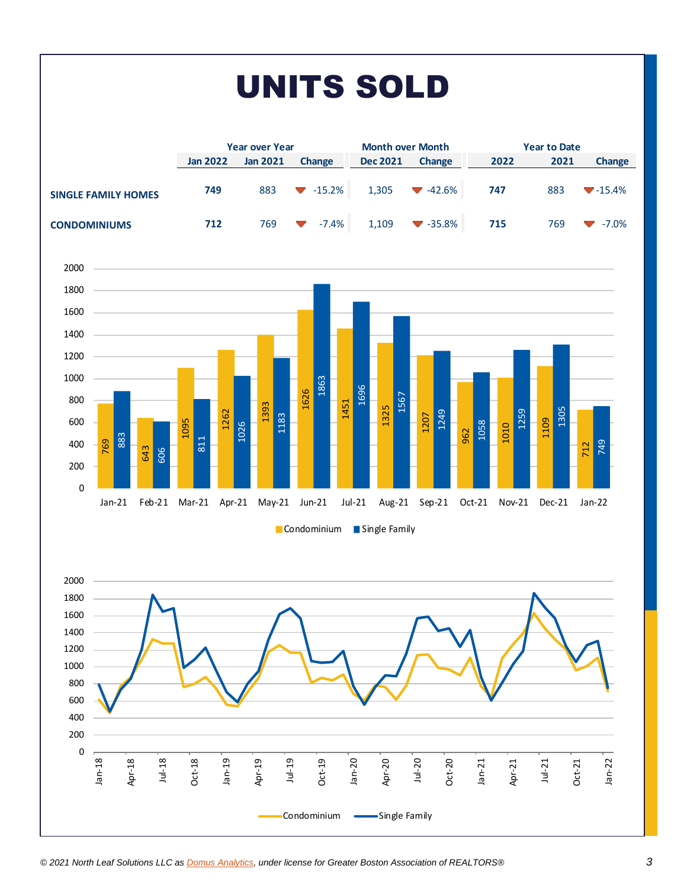# UNITS SOLD

| | Year over Year | | | Month over Month | | Year to Date | | |
|---|---|---|---|---|---|---|---|---|
| | Jan 2022 | Jan 2021 | Change | Dec 2021 | Change | 2022 | 2021 | Change |
| **SINGLE FAMILY HOMES** | **749** | 883 | ▼ -15.2% | 1,305 | ▼ -42.6% | **747** | 883 | ▼ -15.4% |
| **CONDOMINIUMS** | **712** | 769 | ▼ -7.4% | 1,109 | ▼ -35.8% | **715** | 769 | ▼ -7.0% |

| Month | Condominium | Single Family |
|---|---|---|
| Jan-21 | 769 | 883 |
| Feb-21 | 643 | 606 |
| Mar-21 | 1095 | 811 |
| Apr-21 | 1262 | 1026 |
| May-21 | 1393 | 1183 |
| Jun-21 | 1626 | 1863 |
| Jul-21 | 1451 | 1696 |
| Aug-21 | 1325 | 1567 |
| Sep-21 | 1207 | 1249 |
| Oct-21 | 962 | 1058 |
| Nov-21 | 1010 | 1259 |
| Dec-21 | 1109 | 1305 |
| Jan-22 | 712 | 749 |

Condominium ■ Single Family

Condominium — Single Family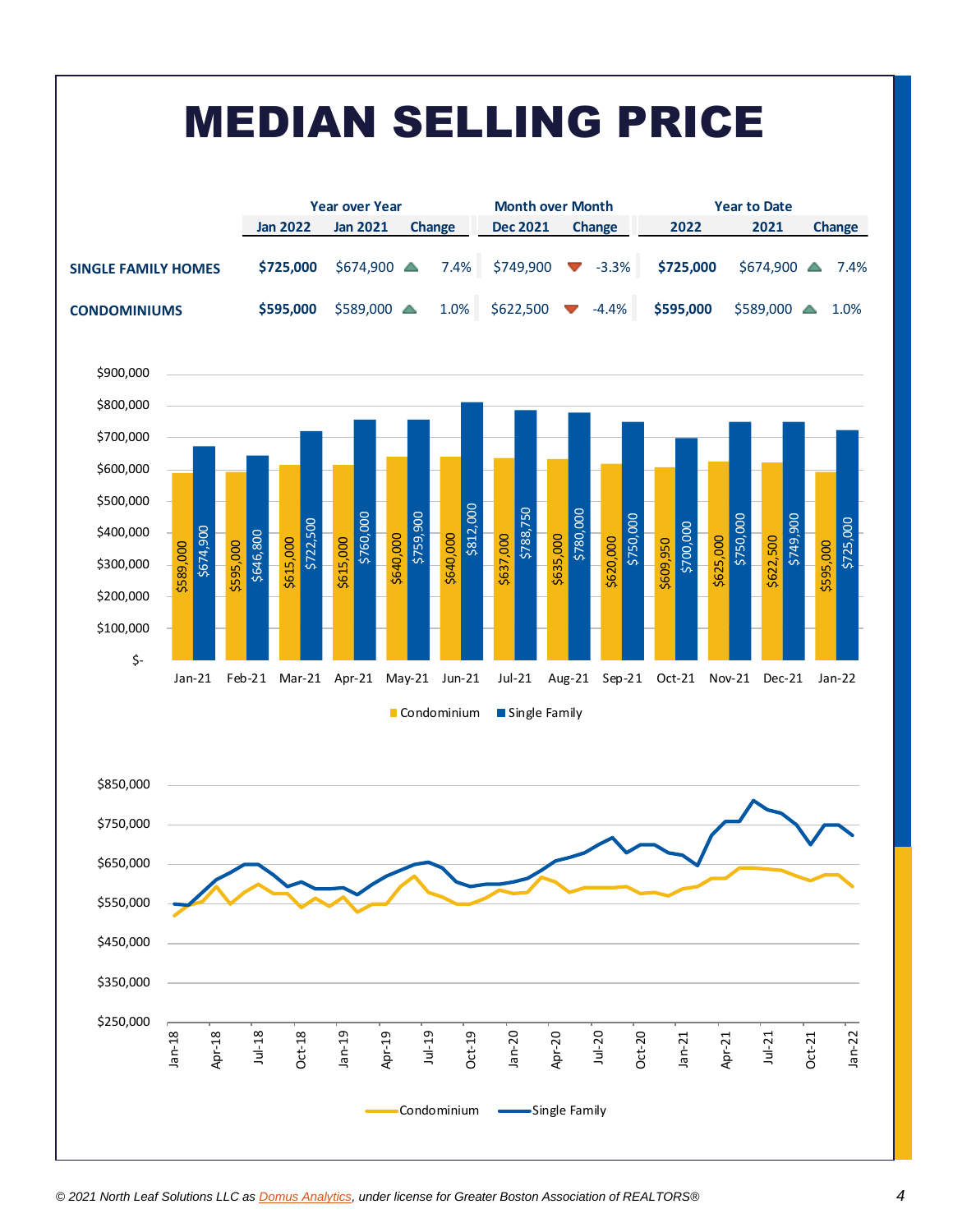# MEDIAN SELLING PRICE

| | Year over Year | | | Month over Month | | Year to Date | | |
|---|---|---|---|---|---|---|---|---|
| | Jan 2022 | Jan 2021 | Change | Dec 2021 | Change | 2022 | 2021 | Change |
| **SINGLE FAMILY HOMES** | **$725,000** | $674,900 | ▲ 7.4% | $749,900 | ▼ -3.3% | **$725,000** | $674,900 | ▲ 7.4% |
| **CONDOMINIUMS** | **$595,000** | $589,000 | ▲ 1.0% | $622,500 | ▼ -4.4% | **$595,000** | $589,000 | ▲ 1.0% |

| Month | Condominium | Single Family |
|---|---|---|
| Jan-21 | $589,000 | $674,900 |
| Feb-21 | $595,000 | $646,800 |
| Mar-21 | $615,000 | $722,500 |
| Apr-21 | $615,000 | $760,000 |
| May-21 | $640,000 | $759,900 |
| Jun-21 | $640,000 | $812,000 |
| Jul-21 | $637,000 | $788,750 |
| Aug-21 | $635,000 | $780,000 |
| Sep-21 | $620,000 | $750,000 |
| Oct-21 | $609,950 | $700,000 |
| Nov-21 | $625,000 | $750,000 |
| Dec-21 | $622,500 | $749,900 |
| Jan-22 | $595,000 | $725,000 |

*© 2021 North Leaf Solutions LLC as Domus Analytics, under license for Greater Boston Association of REALTORS®*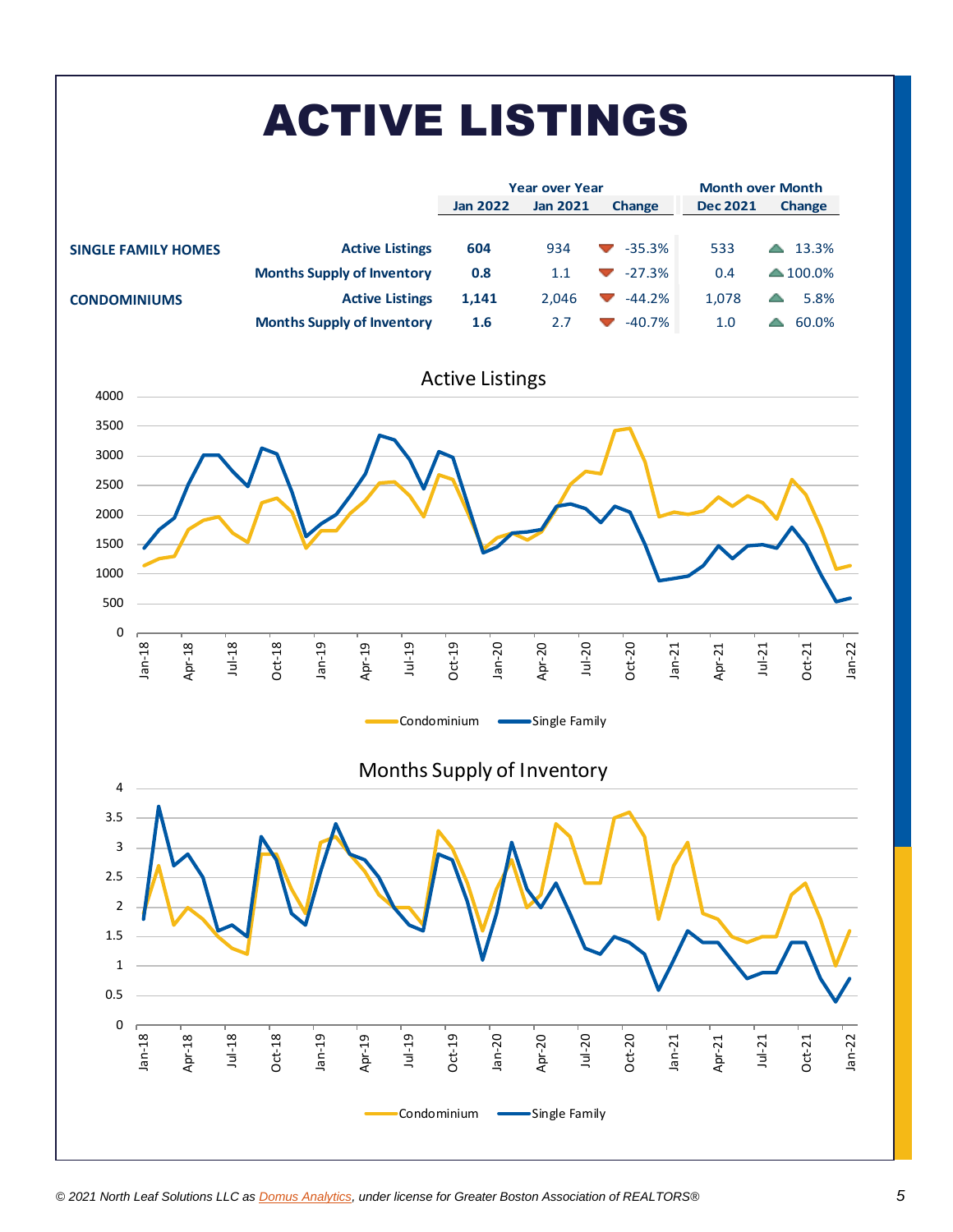# ACTIVE LISTINGS

| | | Year over Year | | | Month over Month | |
|---|---|---|---|---|---|---|
| | | Jan 2022 | Jan 2021 | Change | Dec 2021 | Change |
| **SINGLE FAMILY HOMES** | **Active Listings** | **604** | 934 | ▼ -35.3% | 533 | ▲ 13.3% |
| | **Months Supply of Inventory** | **0.8** | 1.1 | ▼ -27.3% | 0.4 | ▲ 100.0% |
| **CONDOMINIUMS** | **Active Listings** | **1,141** | 2,046 | ▼ -44.2% | 1,078 | ▲ 5.8% |
| | **Months Supply of Inventory** | **1.6** | 2.7 | ▼ -40.7% | 1.0 | ▲ 60.0% |

Active Listings

Condominium — Single Family

Months Supply of Inventory

Condominium — Single Family

*© 2021 North Leaf Solutions LLC as Domus Analytics, under license for Greater Boston Association of REALTORS®*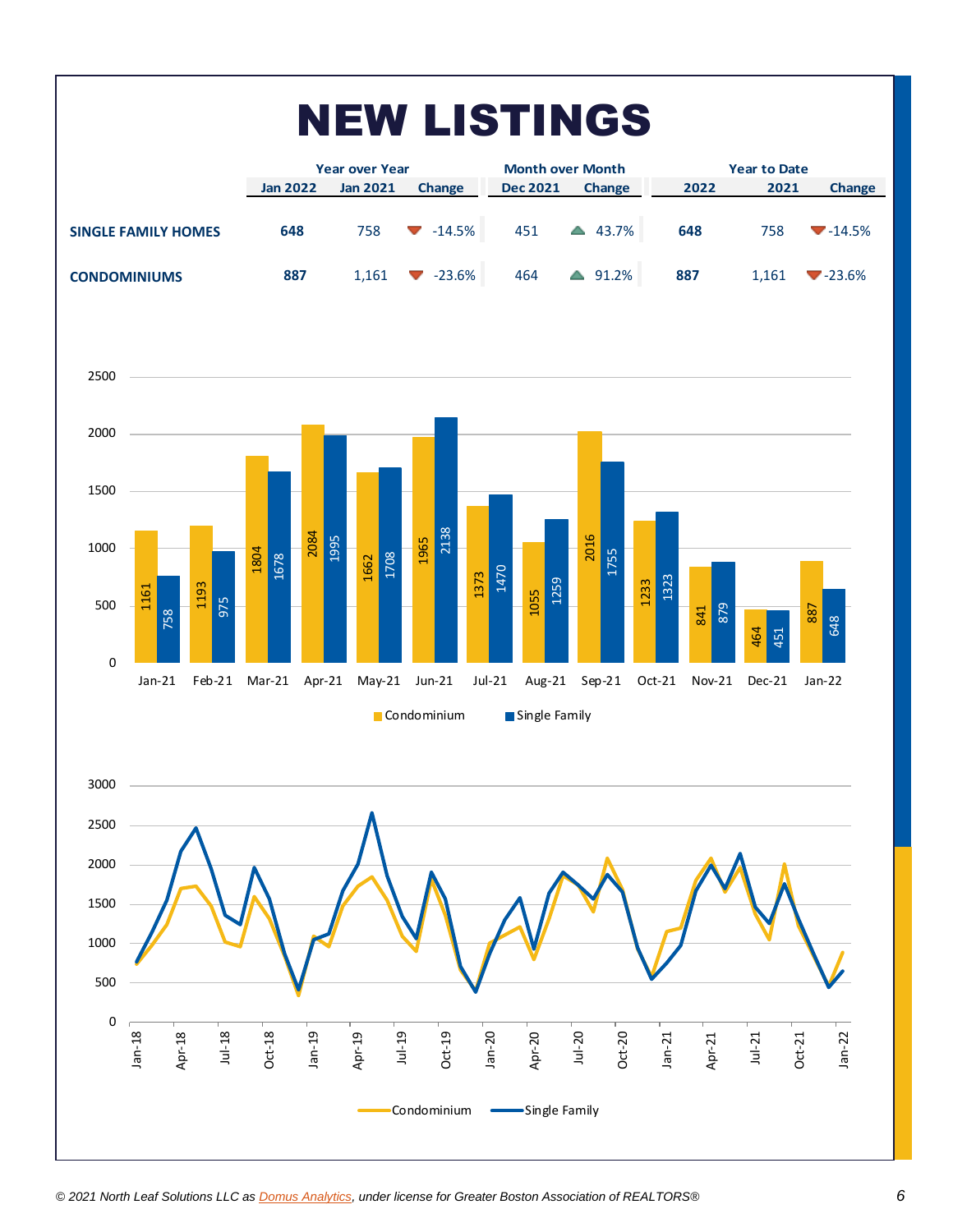# NEW LISTINGS

| | Year over Year | | | Month over Month | | Year to Date | | |
|---|---|---|---|---|---|---|---|---|
| | Jan 2022 | Jan 2021 | Change | Dec 2021 | Change | 2022 | 2021 | Change |
| **SINGLE FAMILY HOMES** | **648** | 758 | -14.5% | 451 | 43.7% | **648** | 758 | -14.5% |
| **CONDOMINIUMS** | **887** | 1,161 | -23.6% | 464 | 91.2% | **887** | 1,161 | -23.6% |

| Month | Condominium | Single Family |
|---|---|---|
| Jan-21 | 1161 | 758 |
| Feb-21 | 1193 | 975 |
| Mar-21 | 1804 | 1678 |
| Apr-21 | 2084 | 1995 |
| May-21 | 1662 | 1708 |
| Jun-21 | 1965 | 2138 |
| Jul-21 | 1373 | 1470 |
| Aug-21 | 1055 | 1259 |
| Sep-21 | 2016 | 1755 |
| Oct-21 | 1233 | 1323 |
| Nov-21 | 841 | 879 |
| Dec-21 | 464 | 451 |
| Jan-22 | 887 | 648 |

*© 2021 North Leaf Solutions LLC as Domus Analytics, under license for Greater Boston Association of REALTORS®*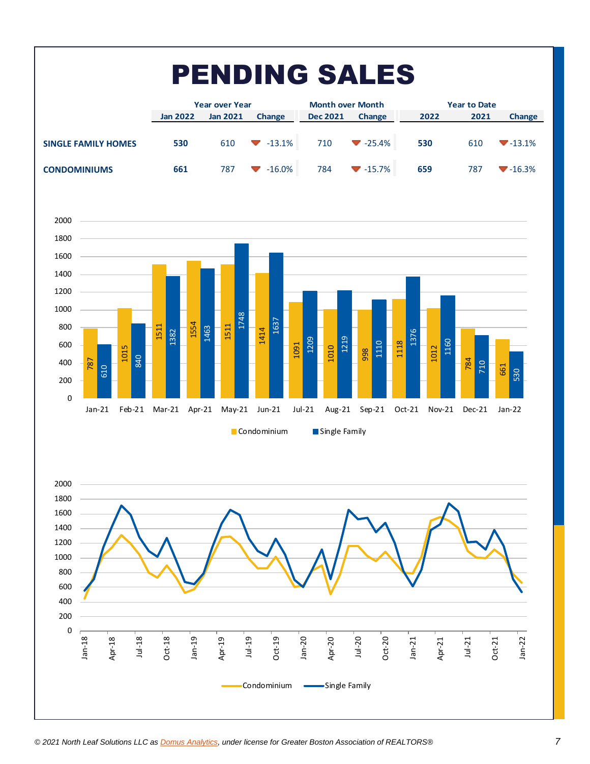# PENDING SALES

| | Year over Year | | | Month over Month | | Year to Date | | |
|---|---|---|---|---|---|---|---|---|
| | Jan 2022 | Jan 2021 | Change | Dec 2021 | Change | 2022 | 2021 | Change |
| **SINGLE FAMILY HOMES** | **530** | 610 | -13.1% | 710 | -25.4% | **530** | 610 | -13.1% |
| **CONDOMINIUMS** | **661** | 787 | -16.0% | 784 | -15.7% | **659** | 787 | -16.3% |

| Month | Condominium | Single Family |
|---|---|---|
| Jan-21 | 787 | 610 |
| Feb-21 | 1015 | 840 |
| Mar-21 | 1511 | 1382 |
| Apr-21 | 1554 | 1463 |
| May-21 | 1511 | 1748 |
| Jun-21 | 1414 | 1637 |
| Jul-21 | 1091 | 1209 |
| Aug-21 | 1010 | 1219 |
| Sep-21 | 998 | 1110 |
| Oct-21 | 1118 | 1376 |
| Nov-21 | 1012 | 1160 |
| Dec-21 | 784 | 710 |
| Jan-22 | 661 | 530 |

*© 2021 North Leaf Solutions LLC as Domus Analytics, under license for Greater Boston Association of REALTORS®*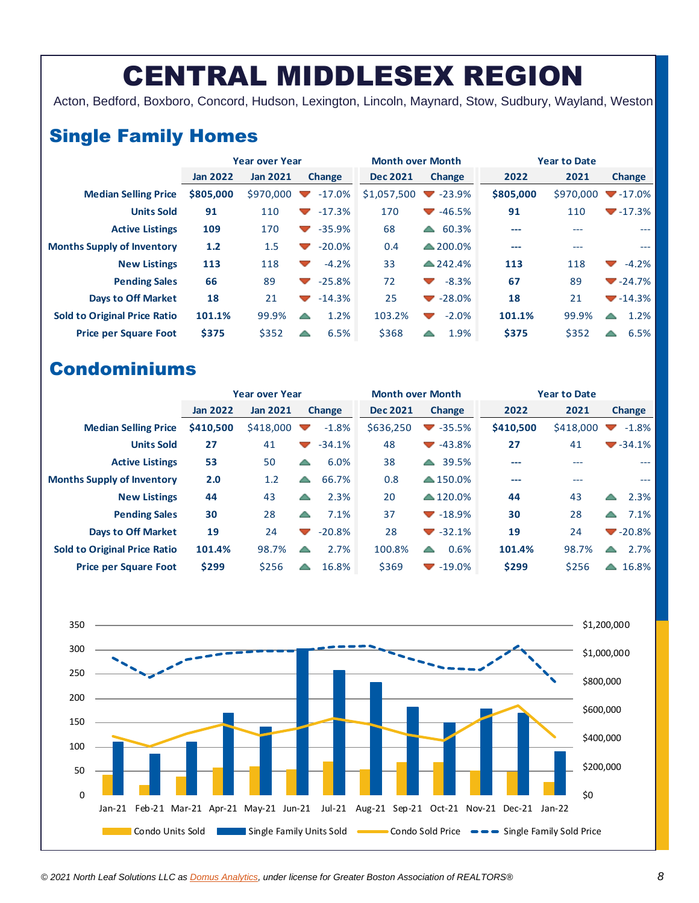# CENTRAL MIDDLESEX REGION

Acton, Bedford, Boxboro, Concord, Hudson, Lexington, Lincoln, Maynard, Stow, Sudbury, Wayland, Weston

## Single Family Homes

| | Year over Year | | | Month over Month | | Year to Date | | |
|---|---|---|---|---|---|---|---|---|
| | Jan 2022 | Jan 2021 | Change | Dec 2021 | Change | 2022 | 2021 | Change |
| Median Selling Price | $805,000 | $970,000 | -17.0% | $1,057,500 | -23.9% | $805,000 | $970,000 | -17.0% |
| Units Sold | 91 | 110 | -17.3% | 170 | -46.5% | 91 | 110 | -17.3% |
| Active Listings | 109 | 170 | -35.9% | 68 | 60.3% | --- | --- | --- |
| Months Supply of Inventory | 1.2 | 1.5 | -20.0% | 0.4 | 200.0% | --- | --- | --- |
| New Listings | 113 | 118 | -4.2% | 33 | 242.4% | 113 | 118 | -4.2% |
| Pending Sales | 66 | 89 | -25.8% | 72 | -8.3% | 67 | 89 | -24.7% |
| Days to Off Market | 18 | 21 | -14.3% | 25 | -28.0% | 18 | 21 | -14.3% |
| Sold to Original Price Ratio | 101.1% | 99.9% | 1.2% | 103.2% | -2.0% | 101.1% | 99.9% | 1.2% |
| Price per Square Foot | $375 | $352 | 6.5% | $368 | 1.9% | $375 | $352 | 6.5% |

## Condominiums

| | Year over Year | | | Month over Month | | Year to Date | | |
|---|---|---|---|---|---|---|---|---|
| | Jan 2022 | Jan 2021 | Change | Dec 2021 | Change | 2022 | 2021 | Change |
| Median Selling Price | $410,500 | $418,000 | -1.8% | $636,250 | -35.5% | $410,500 | $418,000 | -1.8% |
| Units Sold | 27 | 41 | -34.1% | 48 | -43.8% | 27 | 41 | -34.1% |
| Active Listings | 53 | 50 | 6.0% | 38 | 39.5% | --- | --- | --- |
| Months Supply of Inventory | 2.0 | 1.2 | 66.7% | 0.8 | 150.0% | --- | --- | --- |
| New Listings | 44 | 43 | 2.3% | 20 | 120.0% | 44 | 43 | 2.3% |
| Pending Sales | 30 | 28 | 7.1% | 37 | -18.9% | 30 | 28 | 7.1% |
| Days to Off Market | 19 | 24 | -20.8% | 28 | -32.1% | 19 | 24 | -20.8% |
| Sold to Original Price Ratio | 101.4% | 98.7% | 2.7% | 100.8% | 0.6% | 101.4% | 98.7% | 2.7% |
| Price per Square Foot | $299 | $256 | 16.8% | $369 | -19.0% | $299 | $256 | 16.8% |

© 2021 North Leaf Solutions LLC as Domus Analytics, under license for Greater Boston Association of REALTORS®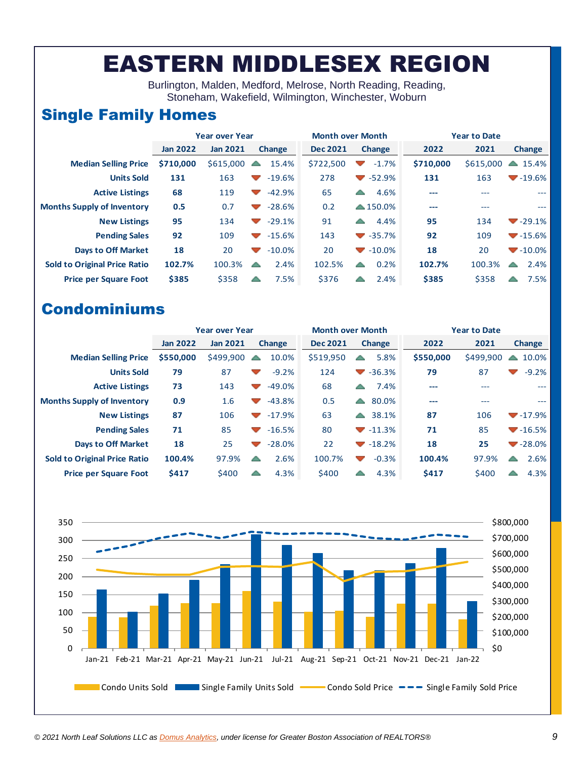# EASTERN MIDDLESEX REGION

Burlington, Malden, Medford, Melrose, North Reading, Reading, Stoneham, Wakefield, Wilmington, Winchester, Woburn

## Single Family Homes

| | Year over Year | | | Month over Month | | Year to Date | | |
|---|---|---|---|---|---|---|---|---|
| | **Jan 2022** | **Jan 2021** | **Change** | **Dec 2021** | **Change** | **2022** | **2021** | **Change** |
| **Median Selling Price** | **$710,000** | $615,000 | 15.4% | $722,500 | -1.7% | **$710,000** | $615,000 | 15.4% |
| **Units Sold** | **131** | 163 | -19.6% | 278 | -52.9% | **131** | 163 | -19.6% |
| **Active Listings** | **68** | 119 | -42.9% | 65 | 4.6% | **---** | --- | --- |
| **Months Supply of Inventory** | **0.5** | 0.7 | -28.6% | 0.2 | 150.0% | **---** | --- | --- |
| **New Listings** | **95** | 134 | -29.1% | 91 | 4.4% | **95** | 134 | -29.1% |
| **Pending Sales** | **92** | 109 | -15.6% | 143 | -35.7% | **92** | 109 | -15.6% |
| **Days to Off Market** | **18** | 20 | -10.0% | 20 | -10.0% | **18** | 20 | -10.0% |
| **Sold to Original Price Ratio** | **102.7%** | 100.3% | 2.4% | 102.5% | 0.2% | **102.7%** | 100.3% | 2.4% |
| **Price per Square Foot** | **$385** | $358 | 7.5% | $376 | 2.4% | **$385** | $358 | 7.5% |

## Condominiums

| | Year over Year | | | Month over Month | | Year to Date | | |
|---|---|---|---|---|---|---|---|---|
| | **Jan 2022** | **Jan 2021** | **Change** | **Dec 2021** | **Change** | **2022** | **2021** | **Change** |
| **Median Selling Price** | **$550,000** | $499,900 | 10.0% | $519,950 | 5.8% | **$550,000** | $499,900 | 10.0% |
| **Units Sold** | **79** | 87 | -9.2% | 124 | -36.3% | **79** | 87 | -9.2% |
| **Active Listings** | **73** | 143 | -49.0% | 68 | 7.4% | **---** | --- | --- |
| **Months Supply of Inventory** | **0.9** | 1.6 | -43.8% | 0.5 | 80.0% | **---** | --- | --- |
| **New Listings** | **87** | 106 | -17.9% | 63 | 38.1% | **87** | 106 | -17.9% |
| **Pending Sales** | **71** | 85 | -16.5% | 80 | -11.3% | **71** | 85 | -16.5% |
| **Days to Off Market** | **18** | 25 | -28.0% | 22 | -18.2% | **18** | **25** | -28.0% |
| **Sold to Original Price Ratio** | **100.4%** | 97.9% | 2.6% | 100.7% | -0.3% | **100.4%** | 97.9% | 2.6% |
| **Price per Square Foot** | **$417** | $400 | 4.3% | $400 | 4.3% | **$417** | $400 | 4.3% |

*© 2021 North Leaf Solutions LLC as Domus Analytics, under license for Greater Boston Association of REALTORS®*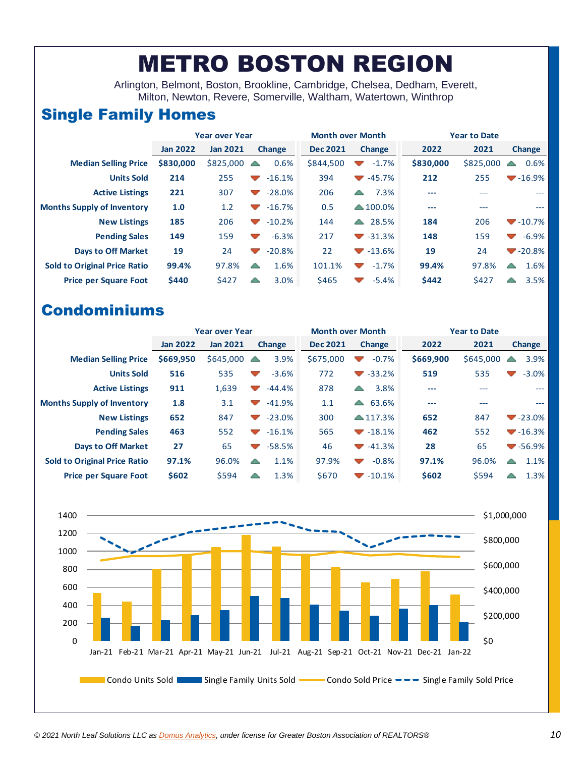// METRO BOSTON REGION

Arlington, Belmont, Boston, Brookline, Cambridge, Chelsea, Dedham, Everett, Milton, Newton, Revere, Somerville, Waltham, Watertown, Winthrop

## Single Family Homes

| | Year over Year | | | Month over Month | | Year to Date | | |
|---|---|---|---|---|---|---|---|---|
| | **Jan 2022** | **Jan 2021** | **Change** | **Dec 2021** | **Change** | **2022** | **2021** | **Change** |
| **Median Selling Price** | **$830,000** | $825,000 | 0.6% | $844,500 | -1.7% | **$830,000** | $825,000 | 0.6% |
| **Units Sold** | **214** | 255 | -16.1% | 394 | -45.7% | **212** | 255 | -16.9% |
| **Active Listings** | **221** | 307 | -28.0% | 206 | 7.3% | **---** | --- | --- |
| **Months Supply of Inventory** | **1.0** | 1.2 | -16.7% | 0.5 | 100.0% | **---** | --- | --- |
| **New Listings** | **185** | 206 | -10.2% | 144 | 28.5% | **184** | 206 | -10.7% |
| **Pending Sales** | **149** | 159 | -6.3% | 217 | -31.3% | **148** | 159 | -6.9% |
| **Days to Off Market** | **19** | 24 | -20.8% | 22 | -13.6% | **19** | 24 | -20.8% |
| **Sold to Original Price Ratio** | **99.4%** | 97.8% | 1.6% | 101.1% | -1.7% | **99.4%** | 97.8% | 1.6% |
| **Price per Square Foot** | **$440** | $427 | 3.0% | $465 | -5.4% | **$442** | $427 | 3.5% |

## Condominiums

| | Year over Year | | | Month over Month | | Year to Date | | |
|---|---|---|---|---|---|---|---|---|
| | **Jan 2022** | **Jan 2021** | **Change** | **Dec 2021** | **Change** | **2022** | **2021** | **Change** |
| **Median Selling Price** | **$669,950** | $645,000 | 3.9% | $675,000 | -0.7% | **$669,900** | $645,000 | 3.9% |
| **Units Sold** | **516** | 535 | -3.6% | 772 | -33.2% | **519** | 535 | -3.0% |
| **Active Listings** | **911** | 1,639 | -44.4% | 878 | 3.8% | **---** | --- | --- |
| **Months Supply of Inventory** | **1.8** | 3.1 | -41.9% | 1.1 | 63.6% | **---** | --- | --- |
| **New Listings** | **652** | 847 | -23.0% | 300 | 117.3% | **652** | 847 | -23.0% |
| **Pending Sales** | **463** | 552 | -16.1% | 565 | -18.1% | **462** | 552 | -16.3% |
| **Days to Off Market** | **27** | 65 | -58.5% | 46 | -41.3% | **28** | 65 | -56.9% |
| **Sold to Original Price Ratio** | **97.1%** | 96.0% | 1.1% | 97.9% | -0.8% | **97.1%** | 96.0% | 1.1% |
| **Price per Square Foot** | **$602** | $594 | 1.3% | $670 | -10.1% | **$602** | $594 | 1.3% |

Condo Units Sold | Single Family Units Sold | Condo Sold Price | Single Family Sold Price

(Chart: Jan-21 through Jan-22; left axis 0–1400 units; right axis $0–$1,000,000)

*© 2021 North Leaf Solutions LLC as Domus Analytics, under license for Greater Boston Association of REALTORS®*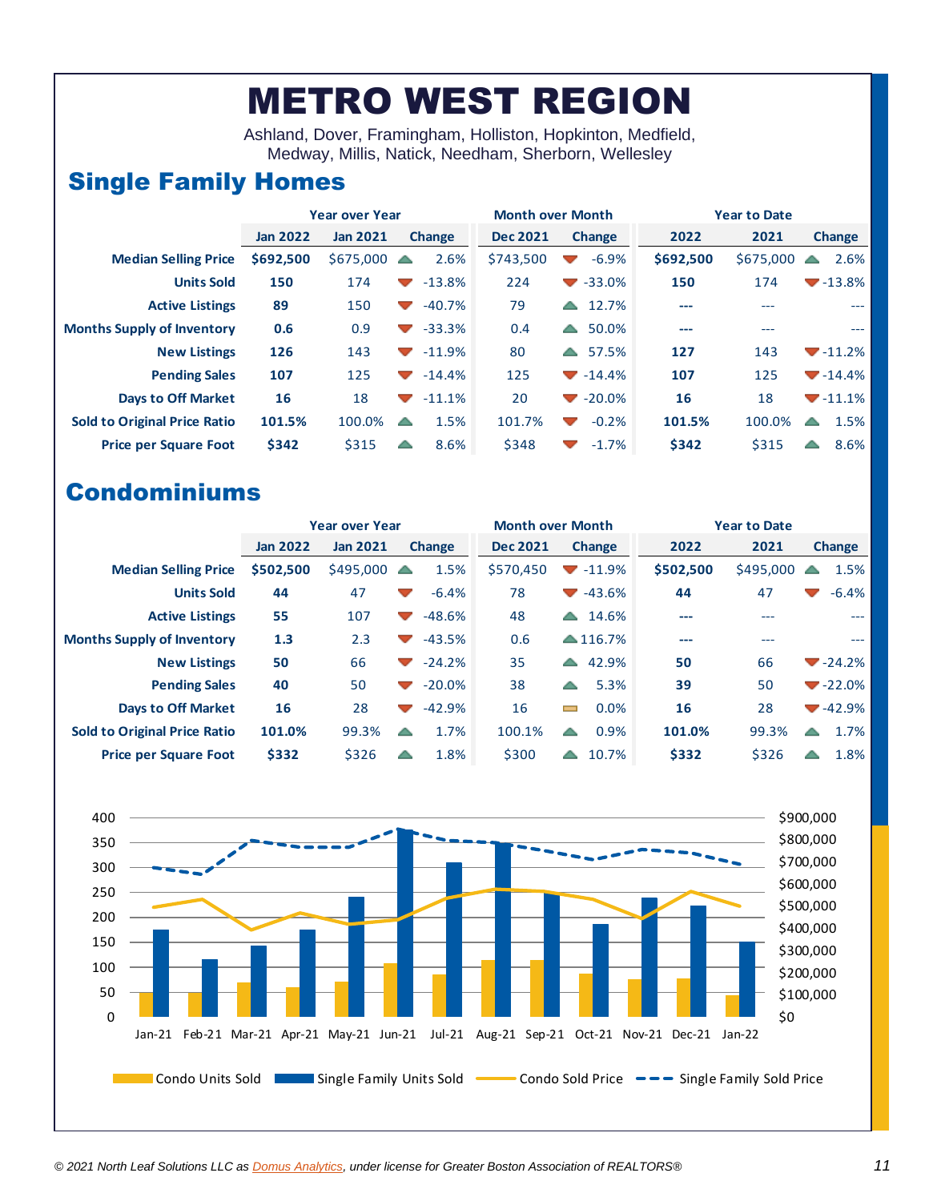# METRO WEST REGION

Ashland, Dover, Framingham, Holliston, Hopkinton, Medfield, Medway, Millis, Natick, Needham, Sherborn, Wellesley

## Single Family Homes

| | Year over Year | | | Month over Month | | Year to Date | | |
|---|---|---|---|---|---|---|---|---|
| | Jan 2022 | Jan 2021 | Change | Dec 2021 | Change | 2022 | 2021 | Change |
| Median Selling Price | $692,500 | $675,000 | 2.6% | $743,500 | -6.9% | $692,500 | $675,000 | 2.6% |
| Units Sold | 150 | 174 | -13.8% | 224 | -33.0% | 150 | 174 | -13.8% |
| Active Listings | 89 | 150 | -40.7% | 79 | 12.7% | --- | --- | --- |
| Months Supply of Inventory | 0.6 | 0.9 | -33.3% | 0.4 | 50.0% | --- | --- | --- |
| New Listings | 126 | 143 | -11.9% | 80 | 57.5% | 127 | 143 | -11.2% |
| Pending Sales | 107 | 125 | -14.4% | 125 | -14.4% | 107 | 125 | -14.4% |
| Days to Off Market | 16 | 18 | -11.1% | 20 | -20.0% | 16 | 18 | -11.1% |
| Sold to Original Price Ratio | 101.5% | 100.0% | 1.5% | 101.7% | -0.2% | 101.5% | 100.0% | 1.5% |
| Price per Square Foot | $342 | $315 | 8.6% | $348 | -1.7% | $342 | $315 | 8.6% |

## Condominiums

| | Year over Year | | | Month over Month | | Year to Date | | |
|---|---|---|---|---|---|---|---|---|
| | Jan 2022 | Jan 2021 | Change | Dec 2021 | Change | 2022 | 2021 | Change |
| Median Selling Price | $502,500 | $495,000 | 1.5% | $570,450 | -11.9% | $502,500 | $495,000 | 1.5% |
| Units Sold | 44 | 47 | -6.4% | 78 | -43.6% | 44 | 47 | -6.4% |
| Active Listings | 55 | 107 | -48.6% | 48 | 14.6% | --- | --- | --- |
| Months Supply of Inventory | 1.3 | 2.3 | -43.5% | 0.6 | 116.7% | --- | --- | --- |
| New Listings | 50 | 66 | -24.2% | 35 | 42.9% | 50 | 66 | -24.2% |
| Pending Sales | 40 | 50 | -20.0% | 38 | 5.3% | 39 | 50 | -22.0% |
| Days to Off Market | 16 | 28 | -42.9% | 16 | 0.0% | 16 | 28 | -42.9% |
| Sold to Original Price Ratio | 101.0% | 99.3% | 1.7% | 100.1% | 0.9% | 101.0% | 99.3% | 1.7% |
| Price per Square Foot | $332 | $326 | 1.8% | $300 | 10.7% | $332 | $326 | 1.8% |

Condo Units Sold | Single Family Units Sold | Condo Sold Price | Single Family Sold Price

© 2021 North Leaf Solutions LLC as Domus Analytics, under license for Greater Boston Association of REALTORS®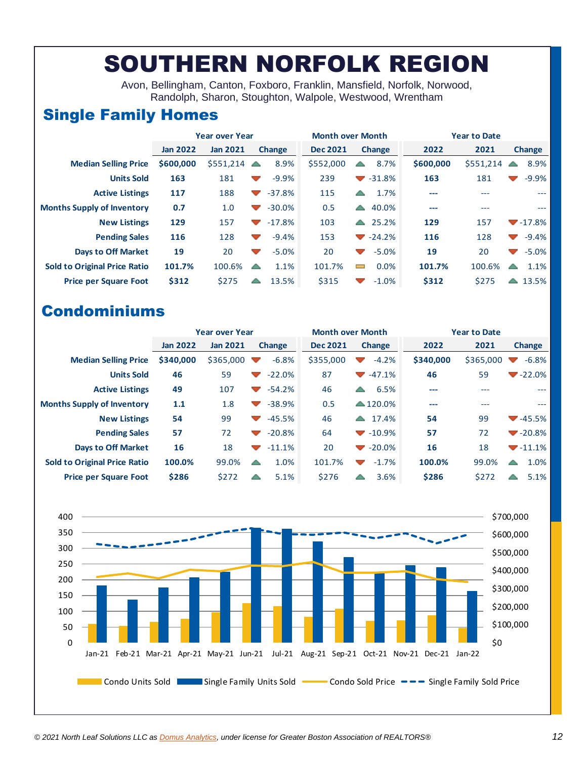# SOUTHERN NORFOLK REGION

Avon, Bellingham, Canton, Foxboro, Franklin, Mansfield, Norfolk, Norwood, Randolph, Sharon, Stoughton, Walpole, Westwood, Wrentham

## Single Family Homes

| | Year over Year | | | Month over Month | | Year to Date | | |
|---|---|---|---|---|---|---|---|---|
| | Jan 2022 | Jan 2021 | Change | Dec 2021 | Change | 2022 | 2021 | Change |
| Median Selling Price | $600,000 | $551,214 | 8.9% | $552,000 | 8.7% | $600,000 | $551,214 | 8.9% |
| Units Sold | 163 | 181 | -9.9% | 239 | -31.8% | 163 | 181 | -9.9% |
| Active Listings | 117 | 188 | -37.8% | 115 | 1.7% | --- | --- | --- |
| Months Supply of Inventory | 0.7 | 1.0 | -30.0% | 0.5 | 40.0% | --- | --- | --- |
| New Listings | 129 | 157 | -17.8% | 103 | 25.2% | 129 | 157 | -17.8% |
| Pending Sales | 116 | 128 | -9.4% | 153 | -24.2% | 116 | 128 | -9.4% |
| Days to Off Market | 19 | 20 | -5.0% | 20 | -5.0% | 19 | 20 | -5.0% |
| Sold to Original Price Ratio | 101.7% | 100.6% | 1.1% | 101.7% | 0.0% | 101.7% | 100.6% | 1.1% |
| Price per Square Foot | $312 | $275 | 13.5% | $315 | -1.0% | $312 | $275 | 13.5% |

## Condominiums

| | Year over Year | | | Month over Month | | Year to Date | | |
|---|---|---|---|---|---|---|---|---|
| | Jan 2022 | Jan 2021 | Change | Dec 2021 | Change | 2022 | 2021 | Change |
| Median Selling Price | $340,000 | $365,000 | -6.8% | $355,000 | -4.2% | $340,000 | $365,000 | -6.8% |
| Units Sold | 46 | 59 | -22.0% | 87 | -47.1% | 46 | 59 | -22.0% |
| Active Listings | 49 | 107 | -54.2% | 46 | 6.5% | --- | --- | --- |
| Months Supply of Inventory | 1.1 | 1.8 | -38.9% | 0.5 | 120.0% | --- | --- | --- |
| New Listings | 54 | 99 | -45.5% | 46 | 17.4% | 54 | 99 | -45.5% |
| Pending Sales | 57 | 72 | -20.8% | 64 | -10.9% | 57 | 72 | -20.8% |
| Days to Off Market | 16 | 18 | -11.1% | 20 | -20.0% | 16 | 18 | -11.1% |
| Sold to Original Price Ratio | 100.0% | 99.0% | 1.0% | 101.7% | -1.7% | 100.0% | 99.0% | 1.0% |
| Price per Square Foot | $286 | $272 | 5.1% | $276 | 3.6% | $286 | $272 | 5.1% |

Condo Units Sold / Single Family Units Sold / Condo Sold Price / Single Family Sold Price (Jan-21 through Jan-22)

*© 2021 North Leaf Solutions LLC as Domus Analytics, under license for Greater Boston Association of REALTORS®*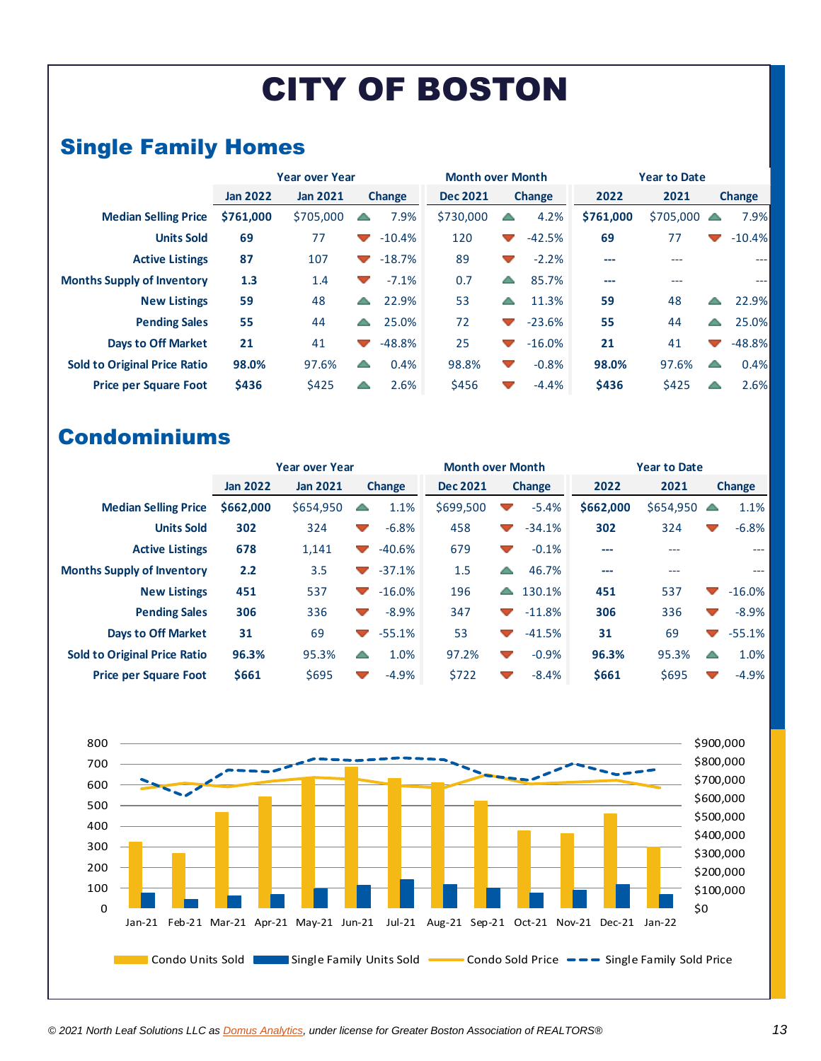# CITY OF BOSTON

## Single Family Homes

| | Year over Year | | | Month over Month | | Year to Date | | |
|---|---|---|---|---|---|---|---|---|
| | Jan 2022 | Jan 2021 | Change | Dec 2021 | Change | 2022 | 2021 | Change |
| Median Selling Price | $761,000 | $705,000 | 7.9% | $730,000 | 4.2% | $761,000 | $705,000 | 7.9% |
| Units Sold | 69 | 77 | -10.4% | 120 | -42.5% | 69 | 77 | -10.4% |
| Active Listings | 87 | 107 | -18.7% | 89 | -2.2% | --- | --- | --- |
| Months Supply of Inventory | 1.3 | 1.4 | -7.1% | 0.7 | 85.7% | --- | --- | --- |
| New Listings | 59 | 48 | 22.9% | 53 | 11.3% | 59 | 48 | 22.9% |
| Pending Sales | 55 | 44 | 25.0% | 72 | -23.6% | 55 | 44 | 25.0% |
| Days to Off Market | 21 | 41 | -48.8% | 25 | -16.0% | 21 | 41 | -48.8% |
| Sold to Original Price Ratio | 98.0% | 97.6% | 0.4% | 98.8% | -0.8% | 98.0% | 97.6% | 0.4% |
| Price per Square Foot | $436 | $425 | 2.6% | $456 | -4.4% | $436 | $425 | 2.6% |

## Condominiums

| | Year over Year | | | Month over Month | | Year to Date | | |
|---|---|---|---|---|---|---|---|---|
| | Jan 2022 | Jan 2021 | Change | Dec 2021 | Change | 2022 | 2021 | Change |
| Median Selling Price | $662,000 | $654,950 | 1.1% | $699,500 | -5.4% | $662,000 | $654,950 | 1.1% |
| Units Sold | 302 | 324 | -6.8% | 458 | -34.1% | 302 | 324 | -6.8% |
| Active Listings | 678 | 1,141 | -40.6% | 679 | -0.1% | --- | --- | --- |
| Months Supply of Inventory | 2.2 | 3.5 | -37.1% | 1.5 | 46.7% | --- | --- | --- |
| New Listings | 451 | 537 | -16.0% | 196 | 130.1% | 451 | 537 | -16.0% |
| Pending Sales | 306 | 336 | -8.9% | 347 | -11.8% | 306 | 336 | -8.9% |
| Days to Off Market | 31 | 69 | -55.1% | 53 | -41.5% | 31 | 69 | -55.1% |
| Sold to Original Price Ratio | 96.3% | 95.3% | 1.0% | 97.2% | -0.9% | 96.3% | 95.3% | 1.0% |
| Price per Square Foot | $661 | $695 | -4.9% | $722 | -8.4% | $661 | $695 | -4.9% |

*© 2021 North Leaf Solutions LLC as Domus Analytics, under license for Greater Boston Association of REALTORS®*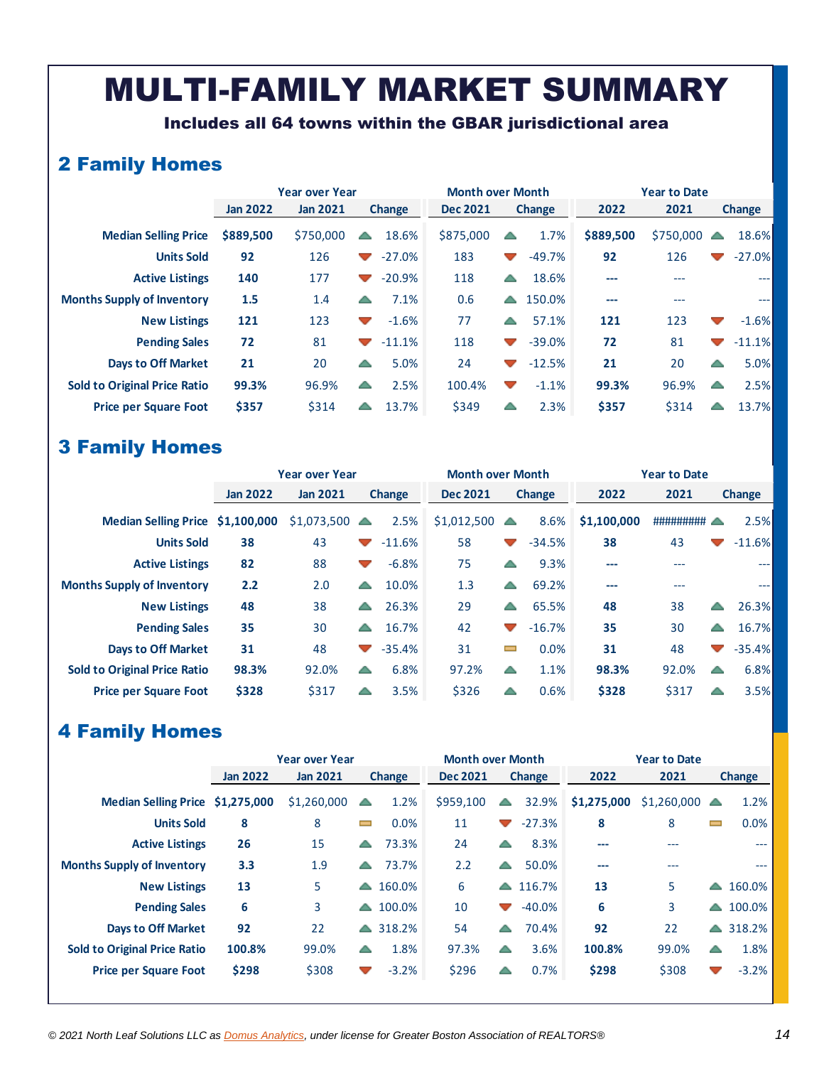# MULTI-FAMILY MARKET SUMMARY

**Includes all 64 towns within the GBAR jurisdictional area**

## 2 Family Homes

| | Year over Year | | | Month over Month | | Year to Date | | |
|---|---|---|---|---|---|---|---|---|
| | Jan 2022 | Jan 2021 | Change | Dec 2021 | Change | 2022 | 2021 | Change |
| **Median Selling Price** | **$889,500** | $750,000 | 18.6% | $875,000 | 1.7% | **$889,500** | $750,000 | 18.6% |
| **Units Sold** | **92** | 126 | -27.0% | 183 | -49.7% | **92** | 126 | -27.0% |
| **Active Listings** | **140** | 177 | -20.9% | 118 | 18.6% | **---** | --- | --- |
| **Months Supply of Inventory** | **1.5** | 1.4 | 7.1% | 0.6 | 150.0% | **---** | --- | --- |
| **New Listings** | **121** | 123 | -1.6% | 77 | 57.1% | **121** | 123 | -1.6% |
| **Pending Sales** | **72** | 81 | -11.1% | 118 | -39.0% | **72** | 81 | -11.1% |
| **Days to Off Market** | **21** | 20 | 5.0% | 24 | -12.5% | **21** | 20 | 5.0% |
| **Sold to Original Price Ratio** | **99.3%** | 96.9% | 2.5% | 100.4% | -1.1% | **99.3%** | 96.9% | 2.5% |
| **Price per Square Foot** | **$357** | $314 | 13.7% | $349 | 2.3% | **$357** | $314 | 13.7% |

## 3 Family Homes

| | Year over Year | | | Month over Month | | Year to Date | | |
|---|---|---|---|---|---|---|---|---|
| | Jan 2022 | Jan 2021 | Change | Dec 2021 | Change | 2022 | 2021 | Change |
| **Median Selling Price** | **$1,100,000** | $1,073,500 | 2.5% | $1,012,500 | 8.6% | **$1,100,000** | ######### | 2.5% |
| **Units Sold** | **38** | 43 | -11.6% | 58 | -34.5% | **38** | 43 | -11.6% |
| **Active Listings** | **82** | 88 | -6.8% | 75 | 9.3% | **---** | --- | --- |
| **Months Supply of Inventory** | **2.2** | 2.0 | 10.0% | 1.3 | 69.2% | **---** | --- | --- |
| **New Listings** | **48** | 38 | 26.3% | 29 | 65.5% | **48** | 38 | 26.3% |
| **Pending Sales** | **35** | 30 | 16.7% | 42 | -16.7% | **35** | 30 | 16.7% |
| **Days to Off Market** | **31** | 48 | -35.4% | 31 | 0.0% | **31** | 48 | -35.4% |
| **Sold to Original Price Ratio** | **98.3%** | 92.0% | 6.8% | 97.2% | 1.1% | **98.3%** | 92.0% | 6.8% |
| **Price per Square Foot** | **$328** | $317 | 3.5% | $326 | 0.6% | **$328** | $317 | 3.5% |

## 4 Family Homes

| | Year over Year | | | Month over Month | | Year to Date | | |
|---|---|---|---|---|---|---|---|---|
| | Jan 2022 | Jan 2021 | Change | Dec 2021 | Change | 2022 | 2021 | Change |
| **Median Selling Price** | **$1,275,000** | $1,260,000 | 1.2% | $959,100 | 32.9% | **$1,275,000** | $1,260,000 | 1.2% |
| **Units Sold** | **8** | 8 | 0.0% | 11 | -27.3% | **8** | 8 | 0.0% |
| **Active Listings** | **26** | 15 | 73.3% | 24 | 8.3% | **---** | --- | --- |
| **Months Supply of Inventory** | **3.3** | 1.9 | 73.7% | 2.2 | 50.0% | **---** | --- | --- |
| **New Listings** | **13** | 5 | 160.0% | 6 | 116.7% | **13** | 5 | 160.0% |
| **Pending Sales** | **6** | 3 | 100.0% | 10 | -40.0% | **6** | 3 | 100.0% |
| **Days to Off Market** | **92** | 22 | 318.2% | 54 | 70.4% | **92** | 22 | 318.2% |
| **Sold to Original Price Ratio** | **100.8%** | 99.0% | 1.8% | 97.3% | 3.6% | **100.8%** | 99.0% | 1.8% |
| **Price per Square Foot** | **$298** | $308 | -3.2% | $296 | 0.7% | **$298** | $308 | -3.2% |

*© 2021 North Leaf Solutions LLC as Domus Analytics, under license for Greater Boston Association of REALTORS®*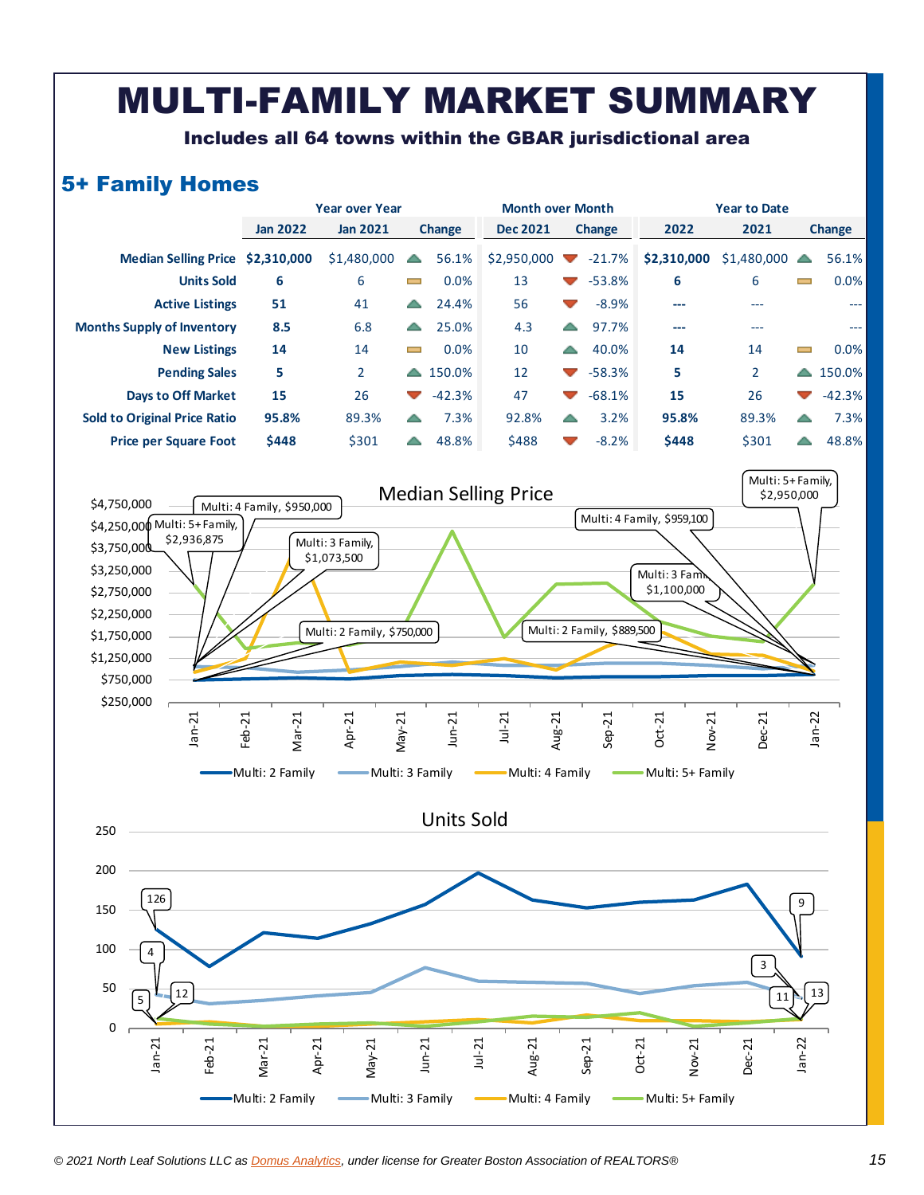# MULTI-FAMILY MARKET SUMMARY

**Includes all 64 towns within the GBAR jurisdictional area**

## 5+ Family Homes

| | Year over Year | | | Month over Month | | Year to Date | | |
|---|---|---|---|---|---|---|---|---|
| | Jan 2022 | Jan 2021 | Change | Dec 2021 | Change | 2022 | 2021 | Change |
| Median Selling Price | **$2,310,000** | $1,480,000 | 56.1% | $2,950,000 | -21.7% | **$2,310,000** | $1,480,000 | 56.1% |
| Units Sold | **6** | 6 | 0.0% | 13 | -53.8% | **6** | 6 | 0.0% |
| Active Listings | **51** | 41 | 24.4% | 56 | -8.9% | --- | --- | --- |
| Months Supply of Inventory | **8.5** | 6.8 | 25.0% | 4.3 | 97.7% | --- | --- | --- |
| New Listings | **14** | 14 | 0.0% | 10 | 40.0% | **14** | 14 | 0.0% |
| Pending Sales | **5** | 2 | 150.0% | 12 | -58.3% | **5** | 2 | 150.0% |
| Days to Off Market | **15** | 26 | -42.3% | 47 | -68.1% | **15** | 26 | -42.3% |
| Sold to Original Price Ratio | **95.8%** | 89.3% | 7.3% | 92.8% | 3.2% | **95.8%** | 89.3% | 7.3% |
| Price per Square Foot | **$448** | $301 | 48.8% | $488 | -8.2% | **$448** | $301 | 48.8% |

### Median Selling Price

Labels: Multi: 4 Family, $950,000; Multi: 5+ Family, $2,936,875; Multi: 3 Family, $1,073,500; Multi: 2 Family, $750,000; Multi: 5+ Family, $2,950,000; Multi: 4 Family, $959,100; Multi: 3 Family, $1,100,000; Multi: 2 Family, $889,500

Legend: Multi: 2 Family, Multi: 3 Family, Multi: 4 Family, Multi: 5+ Family

### Units Sold

Labels: Jan-21: 126, 4, 5, 12; Jan-22: 9, 3, 11, 13

Legend: Multi: 2 Family, Multi: 3 Family, Multi: 4 Family, Multi: 5+ Family

*© 2021 North Leaf Solutions LLC as Domus Analytics, under license for Greater Boston Association of REALTORS®*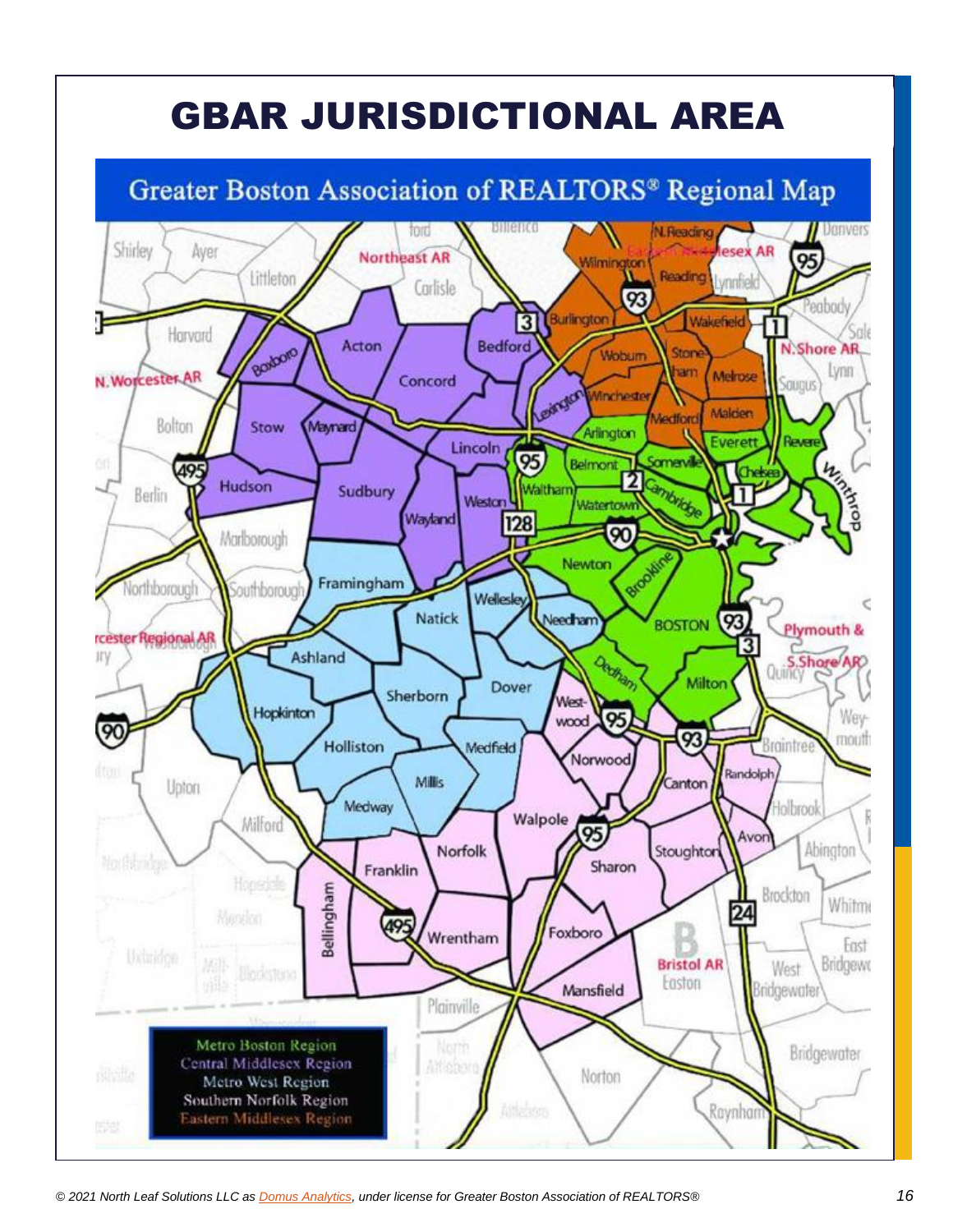# GBAR JURISDICTIONAL AREA

Greater Boston Association of REALTORS® Regional Map

Metro Boston Region
Central Middlesex Region
Metro West Region
Southern Norfolk Region
Eastern Middlesex Region

© 2021 North Leaf Solutions LLC as Domus Analytics, under license for Greater Boston Association of REALTORS®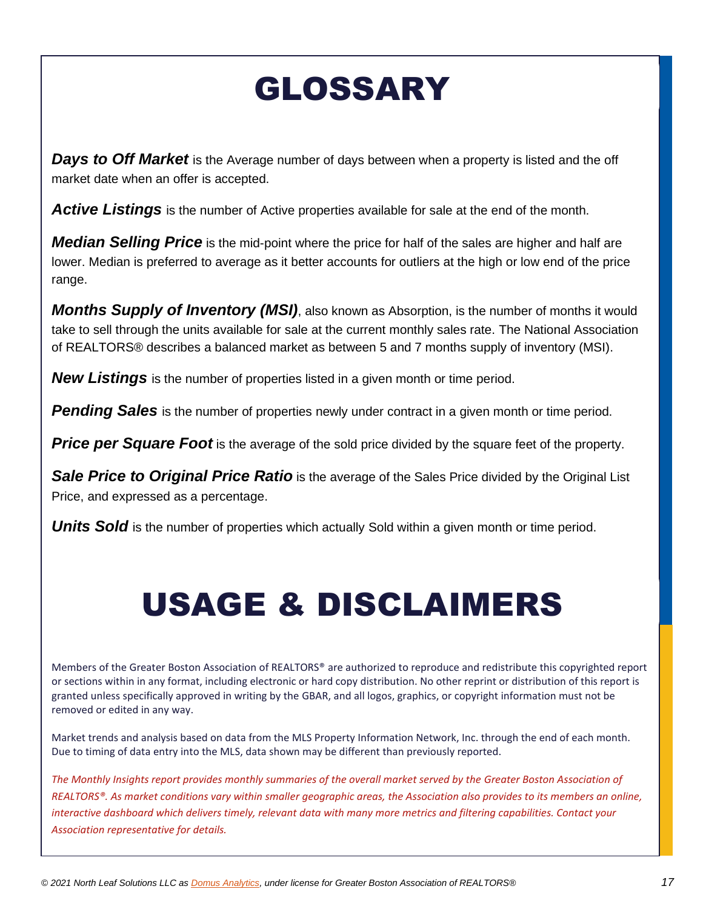# GLOSSARY

***Days to Off Market*** is the Average number of days between when a property is listed and the off market date when an offer is accepted.

***Active Listings*** is the number of Active properties available for sale at the end of the month.

***Median Selling Price*** is the mid-point where the price for half of the sales are higher and half are lower. Median is preferred to average as it better accounts for outliers at the high or low end of the price range.

***Months Supply of Inventory (MSI)***, also known as Absorption, is the number of months it would take to sell through the units available for sale at the current monthly sales rate. The National Association of REALTORS® describes a balanced market as between 5 and 7 months supply of inventory (MSI).

***New Listings*** is the number of properties listed in a given month or time period.

***Pending Sales*** is the number of properties newly under contract in a given month or time period.

***Price per Square Foot*** is the average of the sold price divided by the square feet of the property.

***Sale Price to Original Price Ratio*** is the average of the Sales Price divided by the Original List Price, and expressed as a percentage.

***Units Sold*** is the number of properties which actually Sold within a given month or time period.

# USAGE & DISCLAIMERS

Members of the Greater Boston Association of REALTORS® are authorized to reproduce and redistribute this copyrighted report or sections within in any format, including electronic or hard copy distribution. No other reprint or distribution of this report is granted unless specifically approved in writing by the GBAR, and all logos, graphics, or copyright information must not be removed or edited in any way.

Market trends and analysis based on data from the MLS Property Information Network, Inc. through the end of each month. Due to timing of data entry into the MLS, data shown may be different than previously reported.

*The Monthly Insights report provides monthly summaries of the overall market served by the Greater Boston Association of REALTORS®. As market conditions vary within smaller geographic areas, the Association also provides to its members an online, interactive dashboard which delivers timely, relevant data with many more metrics and filtering capabilities. Contact your Association representative for details.*

*© 2021 North Leaf Solutions LLC as Domus Analytics, under license for Greater Boston Association of REALTORS®*